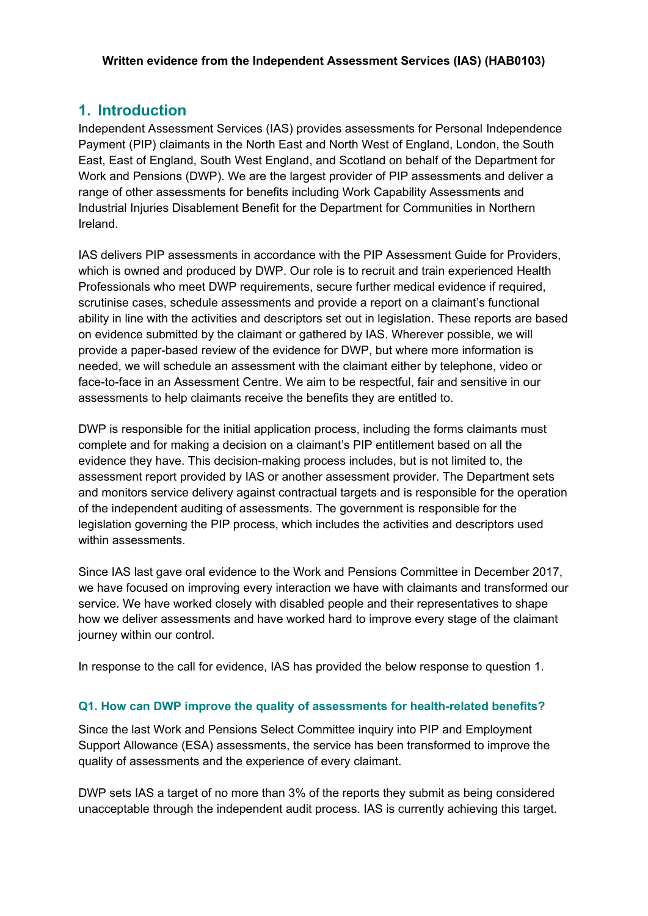**Written evidence from the Independent Assessment Services (IAS) (HAB0103)**

## 1. Introduction

Independent Assessment Services (IAS) provides assessments for Personal Independence Payment (PIP) claimants in the North East and North West of England, London, the South East, East of England, South West England, and Scotland on behalf of the Department for Work and Pensions (DWP). We are the largest provider of PIP assessments and deliver a range of other assessments for benefits including Work Capability Assessments and Industrial Injuries Disablement Benefit for the Department for Communities in Northern Ireland.

IAS delivers PIP assessments in accordance with the PIP Assessment Guide for Providers, which is owned and produced by DWP. Our role is to recruit and train experienced Health Professionals who meet DWP requirements, secure further medical evidence if required, scrutinise cases, schedule assessments and provide a report on a claimant's functional ability in line with the activities and descriptors set out in legislation. These reports are based on evidence submitted by the claimant or gathered by IAS. Wherever possible, we will provide a paper-based review of the evidence for DWP, but where more information is needed, we will schedule an assessment with the claimant either by telephone, video or face-to-face in an Assessment Centre. We aim to be respectful, fair and sensitive in our assessments to help claimants receive the benefits they are entitled to.

DWP is responsible for the initial application process, including the forms claimants must complete and for making a decision on a claimant's PIP entitlement based on all the evidence they have. This decision-making process includes, but is not limited to, the assessment report provided by IAS or another assessment provider. The Department sets and monitors service delivery against contractual targets and is responsible for the operation of the independent auditing of assessments. The government is responsible for the legislation governing the PIP process, which includes the activities and descriptors used within assessments.

Since IAS last gave oral evidence to the Work and Pensions Committee in December 2017, we have focused on improving every interaction we have with claimants and transformed our service. We have worked closely with disabled people and their representatives to shape how we deliver assessments and have worked hard to improve every stage of the claimant journey within our control.

In response to the call for evidence, IAS has provided the below response to question 1.

### Q1. How can DWP improve the quality of assessments for health-related benefits?

Since the last Work and Pensions Select Committee inquiry into PIP and Employment Support Allowance (ESA) assessments, the service has been transformed to improve the quality of assessments and the experience of every claimant.

DWP sets IAS a target of no more than 3% of the reports they submit as being considered unacceptable through the independent audit process. IAS is currently achieving this target.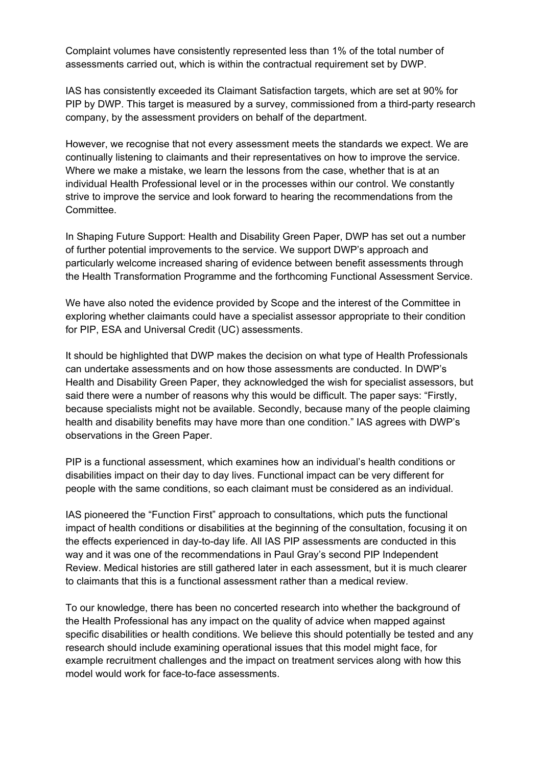Complaint volumes have consistently represented less than 1% of the total number of assessments carried out, which is within the contractual requirement set by DWP.

IAS has consistently exceeded its Claimant Satisfaction targets, which are set at 90% for PIP by DWP. This target is measured by a survey, commissioned from a third-party research company, by the assessment providers on behalf of the department.

However, we recognise that not every assessment meets the standards we expect. We are continually listening to claimants and their representatives on how to improve the service. Where we make a mistake, we learn the lessons from the case, whether that is at an individual Health Professional level or in the processes within our control. We constantly strive to improve the service and look forward to hearing the recommendations from the Committee.

In Shaping Future Support: Health and Disability Green Paper, DWP has set out a number of further potential improvements to the service. We support DWP's approach and particularly welcome increased sharing of evidence between benefit assessments through the Health Transformation Programme and the forthcoming Functional Assessment Service.

We have also noted the evidence provided by Scope and the interest of the Committee in exploring whether claimants could have a specialist assessor appropriate to their condition for PIP, ESA and Universal Credit (UC) assessments.

It should be highlighted that DWP makes the decision on what type of Health Professionals can undertake assessments and on how those assessments are conducted. In DWP's Health and Disability Green Paper, they acknowledged the wish for specialist assessors, but said there were a number of reasons why this would be difficult. The paper says: "Firstly, because specialists might not be available. Secondly, because many of the people claiming health and disability benefits may have more than one condition." IAS agrees with DWP's observations in the Green Paper.

PIP is a functional assessment, which examines how an individual's health conditions or disabilities impact on their day to day lives. Functional impact can be very different for people with the same conditions, so each claimant must be considered as an individual.

IAS pioneered the "Function First" approach to consultations, which puts the functional impact of health conditions or disabilities at the beginning of the consultation, focusing it on the effects experienced in day-to-day life. All IAS PIP assessments are conducted in this way and it was one of the recommendations in Paul Gray's second PIP Independent Review. Medical histories are still gathered later in each assessment, but it is much clearer to claimants that this is a functional assessment rather than a medical review.

To our knowledge, there has been no concerted research into whether the background of the Health Professional has any impact on the quality of advice when mapped against specific disabilities or health conditions. We believe this should potentially be tested and any research should include examining operational issues that this model might face, for example recruitment challenges and the impact on treatment services along with how this model would work for face-to-face assessments.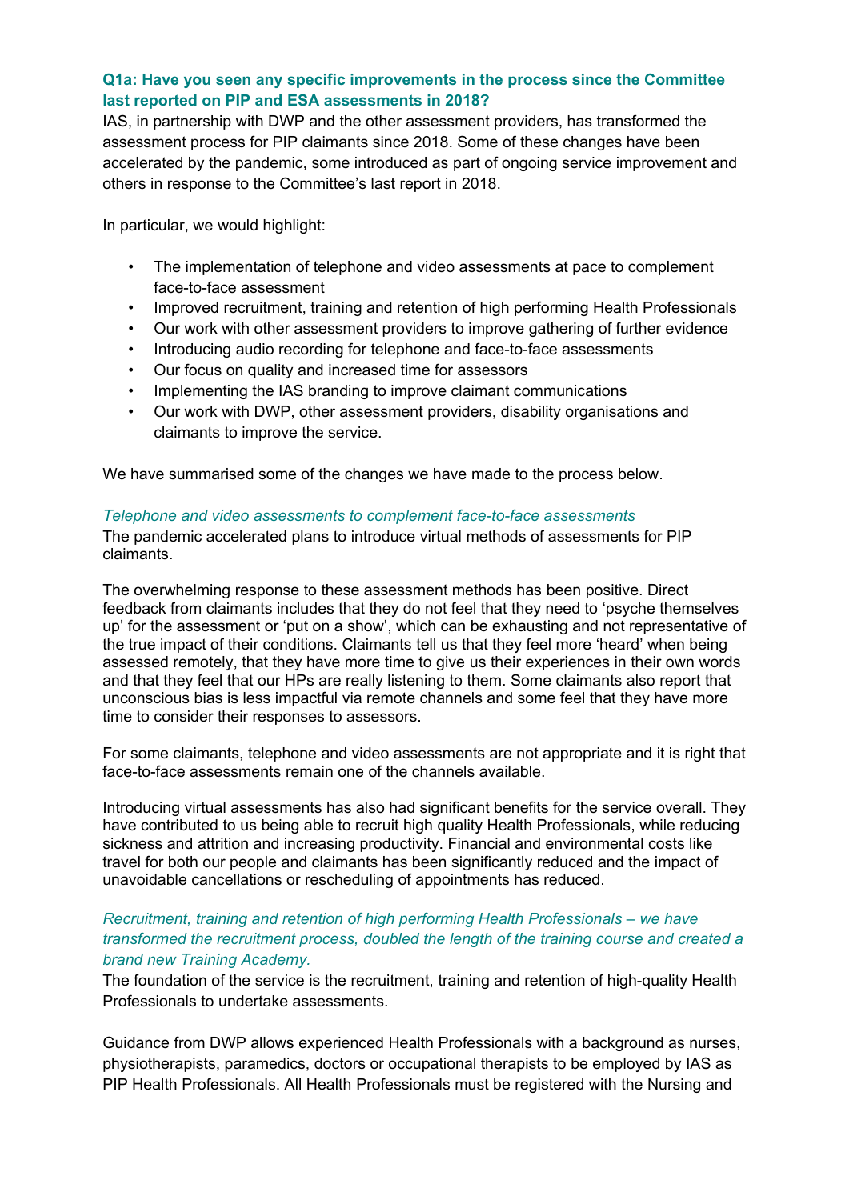**Q1a: Have you seen any specific improvements in the process since the Committee last reported on PIP and ESA assessments in 2018?**

IAS, in partnership with DWP and the other assessment providers, has transformed the assessment process for PIP claimants since 2018. Some of these changes have been accelerated by the pandemic, some introduced as part of ongoing service improvement and others in response to the Committee's last report in 2018.

In particular, we would highlight:

- The implementation of telephone and video assessments at pace to complement face-to-face assessment
- Improved recruitment, training and retention of high performing Health Professionals
- Our work with other assessment providers to improve gathering of further evidence
- Introducing audio recording for telephone and face-to-face assessments
- Our focus on quality and increased time for assessors
- Implementing the IAS branding to improve claimant communications
- Our work with DWP, other assessment providers, disability organisations and claimants to improve the service.

We have summarised some of the changes we have made to the process below.

*Telephone and video assessments to complement face-to-face assessments*

The pandemic accelerated plans to introduce virtual methods of assessments for PIP claimants.

The overwhelming response to these assessment methods has been positive. Direct feedback from claimants includes that they do not feel that they need to 'psyche themselves up' for the assessment or 'put on a show', which can be exhausting and not representative of the true impact of their conditions. Claimants tell us that they feel more 'heard' when being assessed remotely, that they have more time to give us their experiences in their own words and that they feel that our HPs are really listening to them. Some claimants also report that unconscious bias is less impactful via remote channels and some feel that they have more time to consider their responses to assessors.

For some claimants, telephone and video assessments are not appropriate and it is right that face-to-face assessments remain one of the channels available.

Introducing virtual assessments has also had significant benefits for the service overall. They have contributed to us being able to recruit high quality Health Professionals, while reducing sickness and attrition and increasing productivity. Financial and environmental costs like travel for both our people and claimants has been significantly reduced and the impact of unavoidable cancellations or rescheduling of appointments has reduced.

*Recruitment, training and retention of high performing Health Professionals – we have transformed the recruitment process, doubled the length of the training course and created a brand new Training Academy.*

The foundation of the service is the recruitment, training and retention of high-quality Health Professionals to undertake assessments.

Guidance from DWP allows experienced Health Professionals with a background as nurses, physiotherapists, paramedics, doctors or occupational therapists to be employed by IAS as PIP Health Professionals. All Health Professionals must be registered with the Nursing and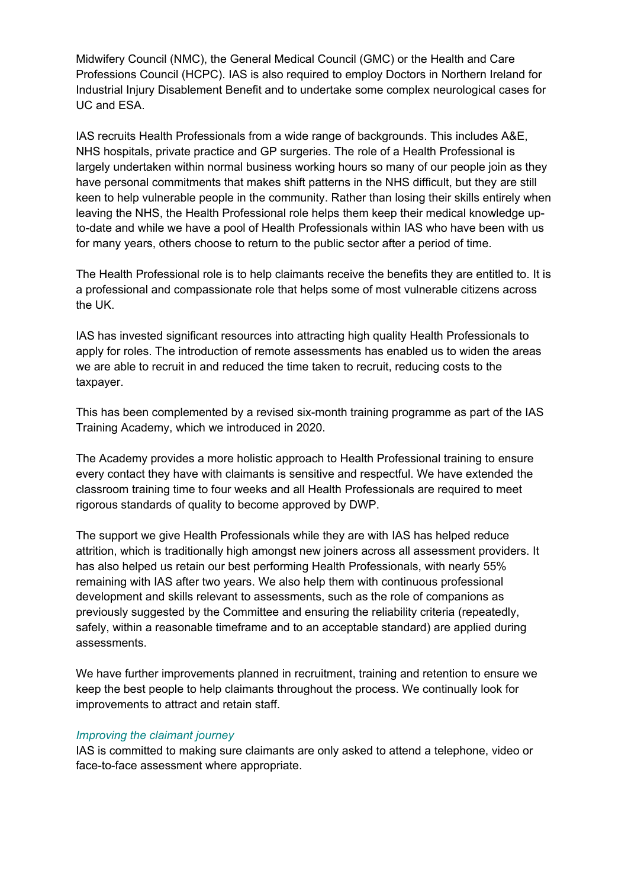Midwifery Council (NMC), the General Medical Council (GMC) or the Health and Care Professions Council (HCPC). IAS is also required to employ Doctors in Northern Ireland for Industrial Injury Disablement Benefit and to undertake some complex neurological cases for UC and ESA.

IAS recruits Health Professionals from a wide range of backgrounds. This includes A&E, NHS hospitals, private practice and GP surgeries. The role of a Health Professional is largely undertaken within normal business working hours so many of our people join as they have personal commitments that makes shift patterns in the NHS difficult, but they are still keen to help vulnerable people in the community. Rather than losing their skills entirely when leaving the NHS, the Health Professional role helps them keep their medical knowledge up-to-date and while we have a pool of Health Professionals within IAS who have been with us for many years, others choose to return to the public sector after a period of time.

The Health Professional role is to help claimants receive the benefits they are entitled to. It is a professional and compassionate role that helps some of most vulnerable citizens across the UK.

IAS has invested significant resources into attracting high quality Health Professionals to apply for roles. The introduction of remote assessments has enabled us to widen the areas we are able to recruit in and reduced the time taken to recruit, reducing costs to the taxpayer.

This has been complemented by a revised six-month training programme as part of the IAS Training Academy, which we introduced in 2020.

The Academy provides a more holistic approach to Health Professional training to ensure every contact they have with claimants is sensitive and respectful. We have extended the classroom training time to four weeks and all Health Professionals are required to meet rigorous standards of quality to become approved by DWP.

The support we give Health Professionals while they are with IAS has helped reduce attrition, which is traditionally high amongst new joiners across all assessment providers. It has also helped us retain our best performing Health Professionals, with nearly 55% remaining with IAS after two years. We also help them with continuous professional development and skills relevant to assessments, such as the role of companions as previously suggested by the Committee and ensuring the reliability criteria (repeatedly, safely, within a reasonable timeframe and to an acceptable standard) are applied during assessments.

We have further improvements planned in recruitment, training and retention to ensure we keep the best people to help claimants throughout the process. We continually look for improvements to attract and retain staff.

*Improving the claimant journey*

IAS is committed to making sure claimants are only asked to attend a telephone, video or face-to-face assessment where appropriate.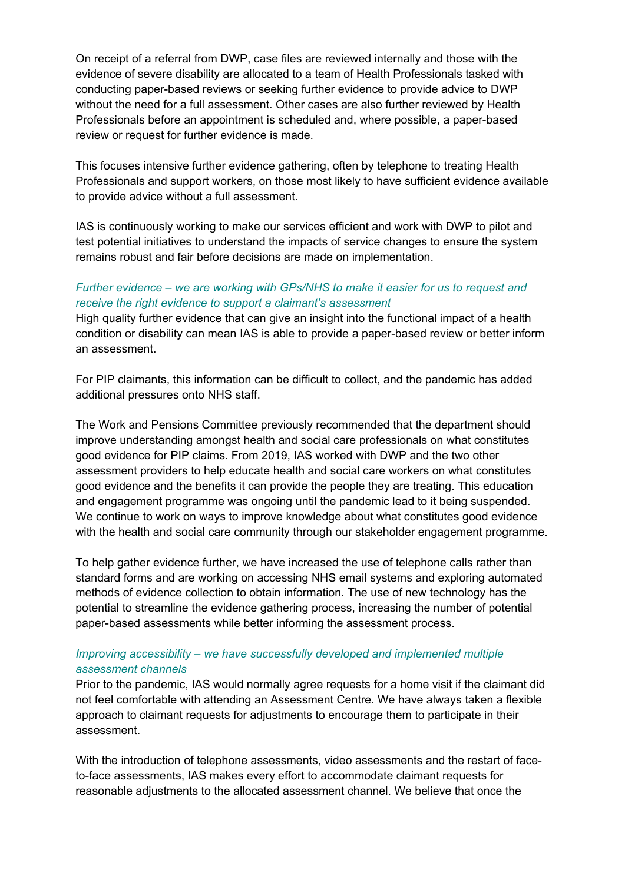On receipt of a referral from DWP, case files are reviewed internally and those with the evidence of severe disability are allocated to a team of Health Professionals tasked with conducting paper-based reviews or seeking further evidence to provide advice to DWP without the need for a full assessment. Other cases are also further reviewed by Health Professionals before an appointment is scheduled and, where possible, a paper-based review or request for further evidence is made.

This focuses intensive further evidence gathering, often by telephone to treating Health Professionals and support workers, on those most likely to have sufficient evidence available to provide advice without a full assessment.

IAS is continuously working to make our services efficient and work with DWP to pilot and test potential initiatives to understand the impacts of service changes to ensure the system remains robust and fair before decisions are made on implementation.

*Further evidence – we are working with GPs/NHS to make it easier for us to request and receive the right evidence to support a claimant's assessment*

High quality further evidence that can give an insight into the functional impact of a health condition or disability can mean IAS is able to provide a paper-based review or better inform an assessment.

For PIP claimants, this information can be difficult to collect, and the pandemic has added additional pressures onto NHS staff.

The Work and Pensions Committee previously recommended that the department should improve understanding amongst health and social care professionals on what constitutes good evidence for PIP claims. From 2019, IAS worked with DWP and the two other assessment providers to help educate health and social care workers on what constitutes good evidence and the benefits it can provide the people they are treating. This education and engagement programme was ongoing until the pandemic lead to it being suspended. We continue to work on ways to improve knowledge about what constitutes good evidence with the health and social care community through our stakeholder engagement programme.

To help gather evidence further, we have increased the use of telephone calls rather than standard forms and are working on accessing NHS email systems and exploring automated methods of evidence collection to obtain information. The use of new technology has the potential to streamline the evidence gathering process, increasing the number of potential paper-based assessments while better informing the assessment process.

*Improving accessibility – we have successfully developed and implemented multiple assessment channels*

Prior to the pandemic, IAS would normally agree requests for a home visit if the claimant did not feel comfortable with attending an Assessment Centre. We have always taken a flexible approach to claimant requests for adjustments to encourage them to participate in their assessment.

With the introduction of telephone assessments, video assessments and the restart of face-to-face assessments, IAS makes every effort to accommodate claimant requests for reasonable adjustments to the allocated assessment channel. We believe that once the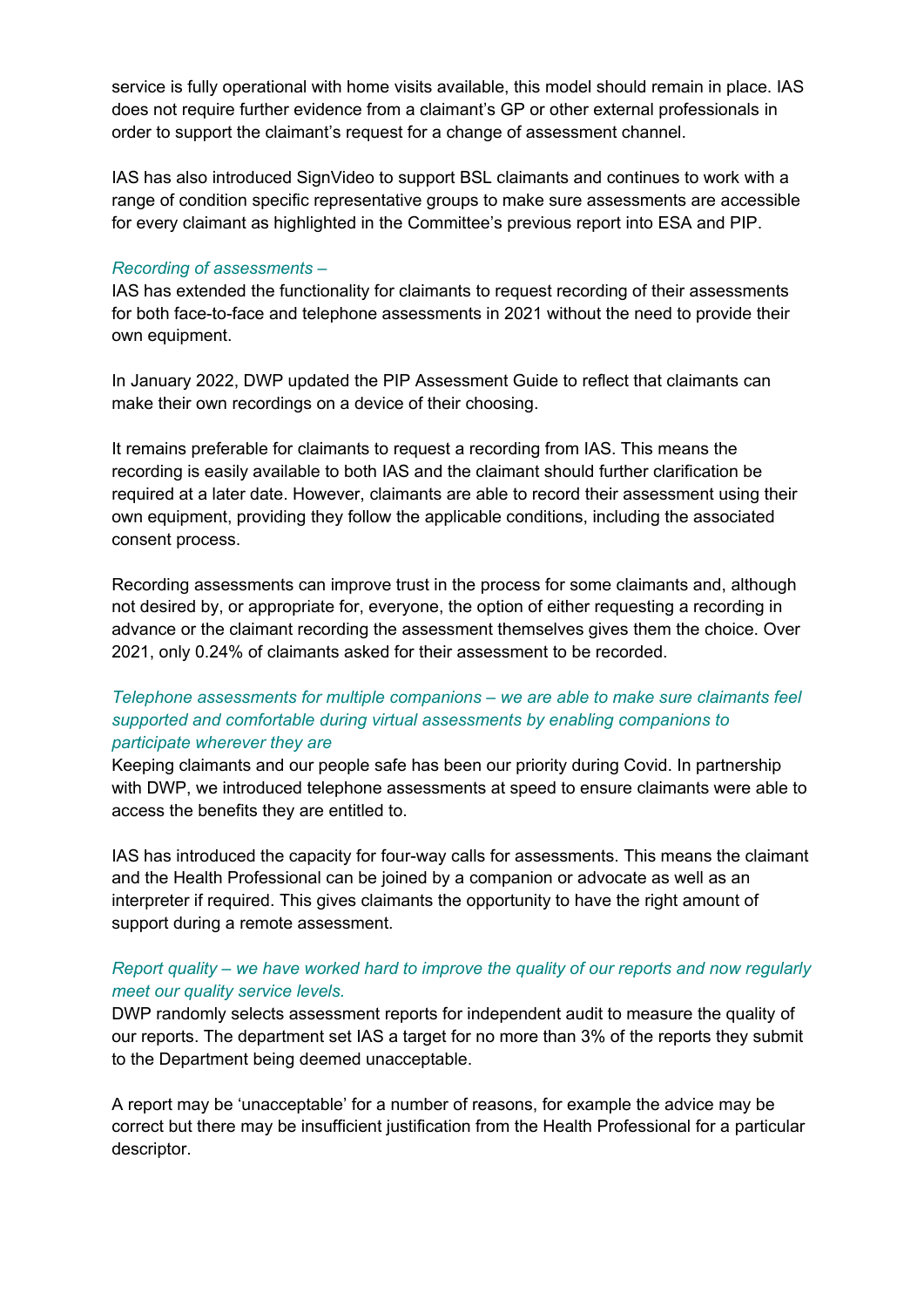service is fully operational with home visits available, this model should remain in place. IAS does not require further evidence from a claimant's GP or other external professionals in order to support the claimant's request for a change of assessment channel.

IAS has also introduced SignVideo to support BSL claimants and continues to work with a range of condition specific representative groups to make sure assessments are accessible for every claimant as highlighted in the Committee's previous report into ESA and PIP.

*Recording of assessments –*

IAS has extended the functionality for claimants to request recording of their assessments for both face-to-face and telephone assessments in 2021 without the need to provide their own equipment.

In January 2022, DWP updated the PIP Assessment Guide to reflect that claimants can make their own recordings on a device of their choosing.

It remains preferable for claimants to request a recording from IAS. This means the recording is easily available to both IAS and the claimant should further clarification be required at a later date. However, claimants are able to record their assessment using their own equipment, providing they follow the applicable conditions, including the associated consent process.

Recording assessments can improve trust in the process for some claimants and, although not desired by, or appropriate for, everyone, the option of either requesting a recording in advance or the claimant recording the assessment themselves gives them the choice. Over 2021, only 0.24% of claimants asked for their assessment to be recorded.

*Telephone assessments for multiple companions – we are able to make sure claimants feel supported and comfortable during virtual assessments by enabling companions to participate wherever they are*

Keeping claimants and our people safe has been our priority during Covid. In partnership with DWP, we introduced telephone assessments at speed to ensure claimants were able to access the benefits they are entitled to.

IAS has introduced the capacity for four-way calls for assessments. This means the claimant and the Health Professional can be joined by a companion or advocate as well as an interpreter if required. This gives claimants the opportunity to have the right amount of support during a remote assessment.

*Report quality – we have worked hard to improve the quality of our reports and now regularly meet our quality service levels.*

DWP randomly selects assessment reports for independent audit to measure the quality of our reports. The department set IAS a target for no more than 3% of the reports they submit to the Department being deemed unacceptable.

A report may be 'unacceptable' for a number of reasons, for example the advice may be correct but there may be insufficient justification from the Health Professional for a particular descriptor.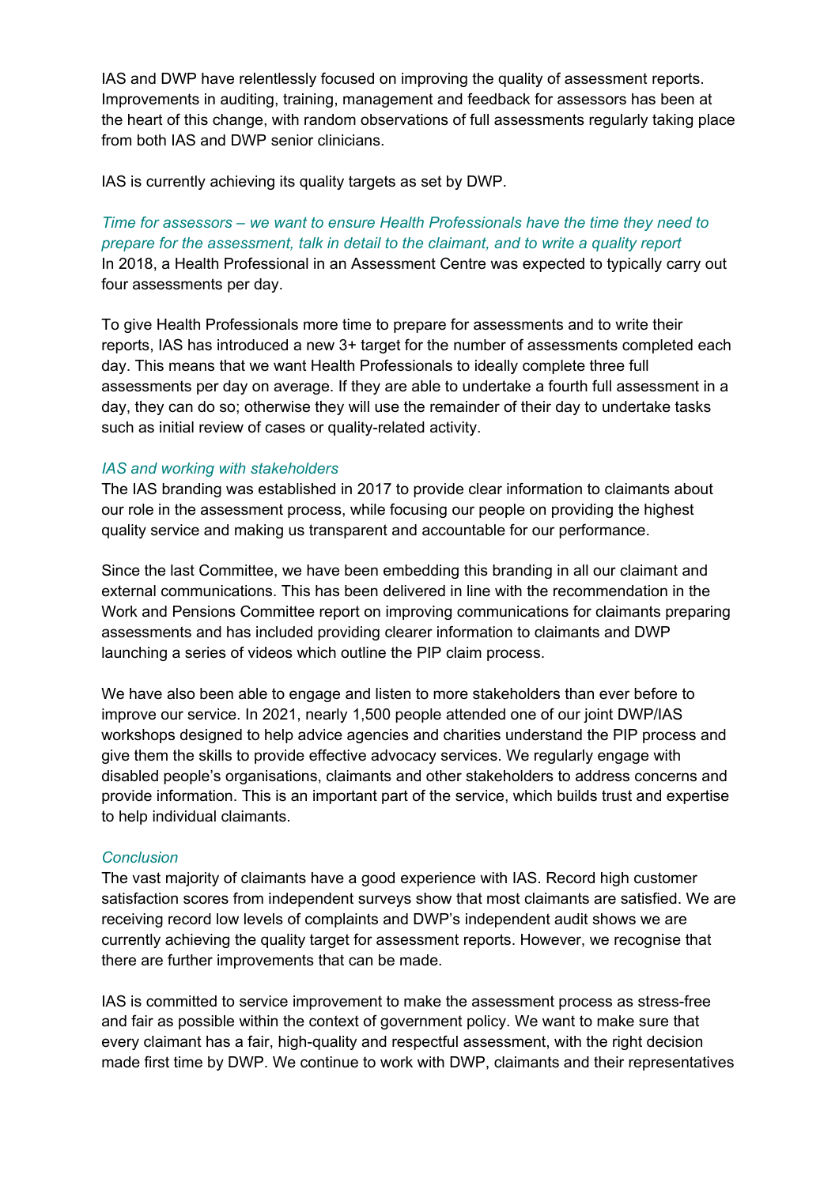IAS and DWP have relentlessly focused on improving the quality of assessment reports. Improvements in auditing, training, management and feedback for assessors has been at the heart of this change, with random observations of full assessments regularly taking place from both IAS and DWP senior clinicians.

IAS is currently achieving its quality targets as set by DWP.

*Time for assessors – we want to ensure Health Professionals have the time they need to prepare for the assessment, talk in detail to the claimant, and to write a quality report*

In 2018, a Health Professional in an Assessment Centre was expected to typically carry out four assessments per day.

To give Health Professionals more time to prepare for assessments and to write their reports, IAS has introduced a new 3+ target for the number of assessments completed each day. This means that we want Health Professionals to ideally complete three full assessments per day on average. If they are able to undertake a fourth full assessment in a day, they can do so; otherwise they will use the remainder of their day to undertake tasks such as initial review of cases or quality-related activity.

*IAS and working with stakeholders*

The IAS branding was established in 2017 to provide clear information to claimants about our role in the assessment process, while focusing our people on providing the highest quality service and making us transparent and accountable for our performance.

Since the last Committee, we have been embedding this branding in all our claimant and external communications. This has been delivered in line with the recommendation in the Work and Pensions Committee report on improving communications for claimants preparing assessments and has included providing clearer information to claimants and DWP launching a series of videos which outline the PIP claim process.

We have also been able to engage and listen to more stakeholders than ever before to improve our service. In 2021, nearly 1,500 people attended one of our joint DWP/IAS workshops designed to help advice agencies and charities understand the PIP process and give them the skills to provide effective advocacy services. We regularly engage with disabled people's organisations, claimants and other stakeholders to address concerns and provide information. This is an important part of the service, which builds trust and expertise to help individual claimants.

*Conclusion*

The vast majority of claimants have a good experience with IAS. Record high customer satisfaction scores from independent surveys show that most claimants are satisfied. We are receiving record low levels of complaints and DWP's independent audit shows we are currently achieving the quality target for assessment reports. However, we recognise that there are further improvements that can be made.

IAS is committed to service improvement to make the assessment process as stress-free and fair as possible within the context of government policy. We want to make sure that every claimant has a fair, high-quality and respectful assessment, with the right decision made first time by DWP. We continue to work with DWP, claimants and their representatives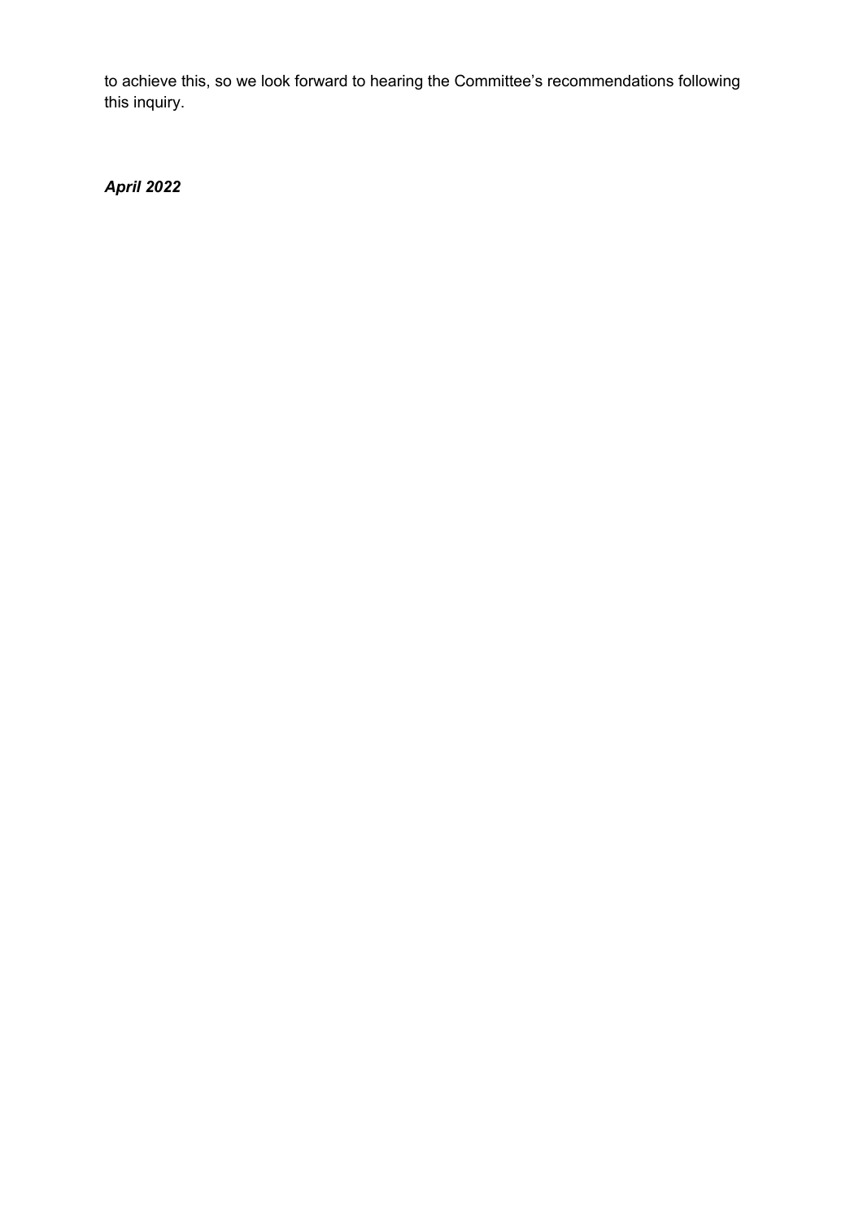to achieve this, so we look forward to hearing the Committee's recommendations following this inquiry.

***April 2022***